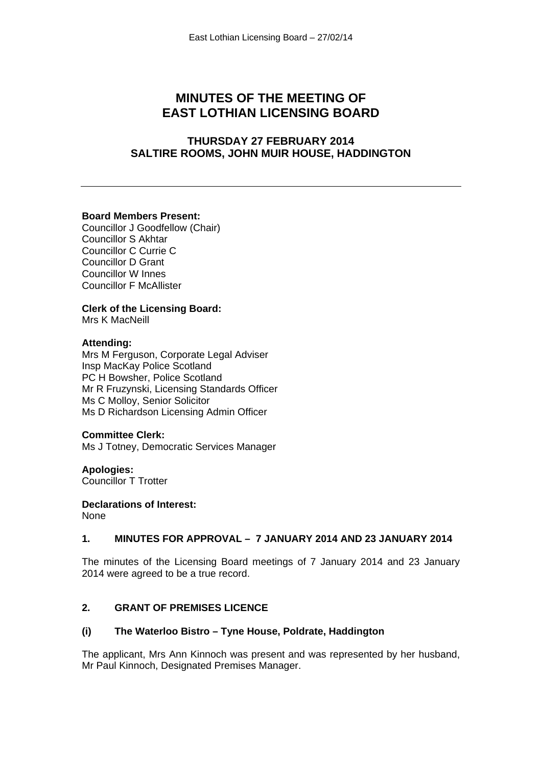# MINUTES OF THE MEETING OF EAST LOTHIAN LICENSING BOARD

## THURSDAY 27 FEBRUARY 2014
## SALTIRE ROOMS, JOHN MUIR HOUSE, HADDINGTON

---

**Board Members Present:**
Councillor J Goodfellow (Chair)
Councillor S Akhtar
Councillor C Currie C
Councillor D Grant
Councillor W Innes
Councillor F McAllister

**Clerk of the Licensing Board:**
Mrs K MacNeill

**Attending:**
Mrs M Ferguson, Corporate Legal Adviser
Insp MacKay Police Scotland
PC H Bowsher, Police Scotland
Mr R Fruzynski, Licensing Standards Officer
Ms C Molloy, Senior Solicitor
Ms D Richardson Licensing Admin Officer

**Committee Clerk:**
Ms J Totney, Democratic Services Manager

**Apologies:**
Councillor T Trotter

**Declarations of Interest:**
None

### 1. MINUTES FOR APPROVAL – 7 JANUARY 2014 AND 23 JANUARY 2014

The minutes of the Licensing Board meetings of 7 January 2014 and 23 January 2014 were agreed to be a true record.

### 2. GRANT OF PREMISES LICENCE

### (i) The Waterloo Bistro – Tyne House, Poldrate, Haddington

The applicant, Mrs Ann Kinnoch was present and was represented by her husband, Mr Paul Kinnoch, Designated Premises Manager.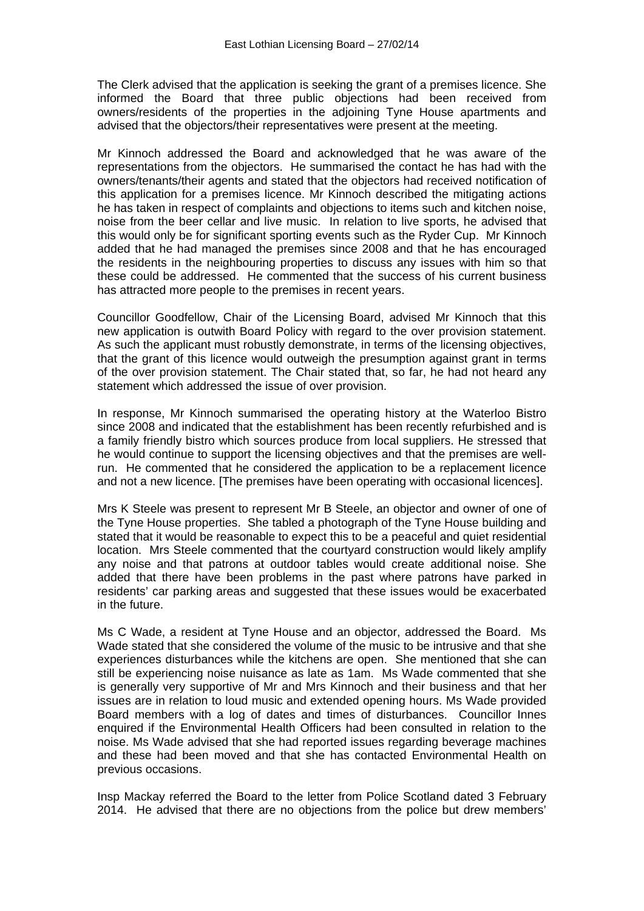The Clerk advised that the application is seeking the grant of a premises licence. She informed the Board that three public objections had been received from owners/residents of the properties in the adjoining Tyne House apartments and advised that the objectors/their representatives were present at the meeting.

Mr Kinnoch addressed the Board and acknowledged that he was aware of the representations from the objectors. He summarised the contact he has had with the owners/tenants/their agents and stated that the objectors had received notification of this application for a premises licence. Mr Kinnoch described the mitigating actions he has taken in respect of complaints and objections to items such and kitchen noise, noise from the beer cellar and live music. In relation to live sports, he advised that this would only be for significant sporting events such as the Ryder Cup. Mr Kinnoch added that he had managed the premises since 2008 and that he has encouraged the residents in the neighbouring properties to discuss any issues with him so that these could be addressed. He commented that the success of his current business has attracted more people to the premises in recent years.

Councillor Goodfellow, Chair of the Licensing Board, advised Mr Kinnoch that this new application is outwith Board Policy with regard to the over provision statement. As such the applicant must robustly demonstrate, in terms of the licensing objectives, that the grant of this licence would outweigh the presumption against grant in terms of the over provision statement. The Chair stated that, so far, he had not heard any statement which addressed the issue of over provision.

In response, Mr Kinnoch summarised the operating history at the Waterloo Bistro since 2008 and indicated that the establishment has been recently refurbished and is a family friendly bistro which sources produce from local suppliers. He stressed that he would continue to support the licensing objectives and that the premises are well-run. He commented that he considered the application to be a replacement licence and not a new licence. [The premises have been operating with occasional licences].

Mrs K Steele was present to represent Mr B Steele, an objector and owner of one of the Tyne House properties. She tabled a photograph of the Tyne House building and stated that it would be reasonable to expect this to be a peaceful and quiet residential location. Mrs Steele commented that the courtyard construction would likely amplify any noise and that patrons at outdoor tables would create additional noise. She added that there have been problems in the past where patrons have parked in residents' car parking areas and suggested that these issues would be exacerbated in the future.

Ms C Wade, a resident at Tyne House and an objector, addressed the Board. Ms Wade stated that she considered the volume of the music to be intrusive and that she experiences disturbances while the kitchens are open. She mentioned that she can still be experiencing noise nuisance as late as 1am. Ms Wade commented that she is generally very supportive of Mr and Mrs Kinnoch and their business and that her issues are in relation to loud music and extended opening hours. Ms Wade provided Board members with a log of dates and times of disturbances. Councillor Innes enquired if the Environmental Health Officers had been consulted in relation to the noise. Ms Wade advised that she had reported issues regarding beverage machines and these had been moved and that she has contacted Environmental Health on previous occasions.

Insp Mackay referred the Board to the letter from Police Scotland dated 3 February 2014. He advised that there are no objections from the police but drew members'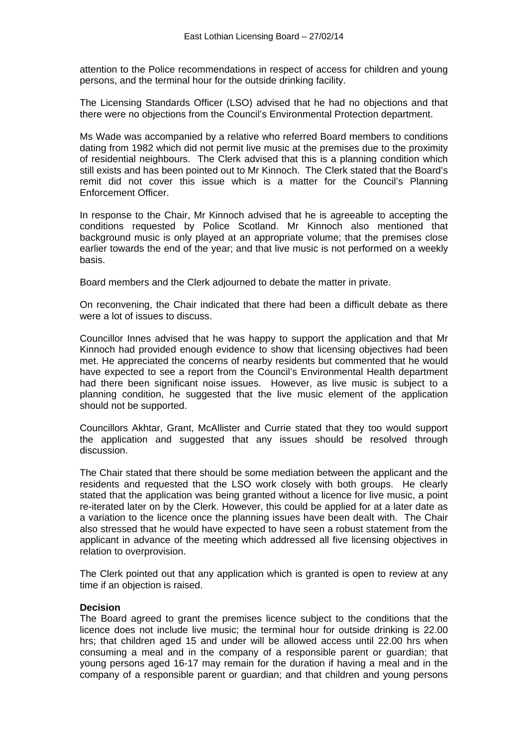attention to the Police recommendations in respect of access for children and young persons, and the terminal hour for the outside drinking facility.

The Licensing Standards Officer (LSO) advised that he had no objections and that there were no objections from the Council's Environmental Protection department.

Ms Wade was accompanied by a relative who referred Board members to conditions dating from 1982 which did not permit live music at the premises due to the proximity of residential neighbours. The Clerk advised that this is a planning condition which still exists and has been pointed out to Mr Kinnoch. The Clerk stated that the Board's remit did not cover this issue which is a matter for the Council's Planning Enforcement Officer.

In response to the Chair, Mr Kinnoch advised that he is agreeable to accepting the conditions requested by Police Scotland. Mr Kinnoch also mentioned that background music is only played at an appropriate volume; that the premises close earlier towards the end of the year; and that live music is not performed on a weekly basis.

Board members and the Clerk adjourned to debate the matter in private.

On reconvening, the Chair indicated that there had been a difficult debate as there were a lot of issues to discuss.

Councillor Innes advised that he was happy to support the application and that Mr Kinnoch had provided enough evidence to show that licensing objectives had been met. He appreciated the concerns of nearby residents but commented that he would have expected to see a report from the Council's Environmental Health department had there been significant noise issues. However, as live music is subject to a planning condition, he suggested that the live music element of the application should not be supported.

Councillors Akhtar, Grant, McAllister and Currie stated that they too would support the application and suggested that any issues should be resolved through discussion.

The Chair stated that there should be some mediation between the applicant and the residents and requested that the LSO work closely with both groups. He clearly stated that the application was being granted without a licence for live music, a point re-iterated later on by the Clerk. However, this could be applied for at a later date as a variation to the licence once the planning issues have been dealt with. The Chair also stressed that he would have expected to have seen a robust statement from the applicant in advance of the meeting which addressed all five licensing objectives in relation to overprovision.

The Clerk pointed out that any application which is granted is open to review at any time if an objection is raised.

**Decision**
The Board agreed to grant the premises licence subject to the conditions that the licence does not include live music; the terminal hour for outside drinking is 22.00 hrs; that children aged 15 and under will be allowed access until 22.00 hrs when consuming a meal and in the company of a responsible parent or guardian; that young persons aged 16-17 may remain for the duration if having a meal and in the company of a responsible parent or guardian; and that children and young persons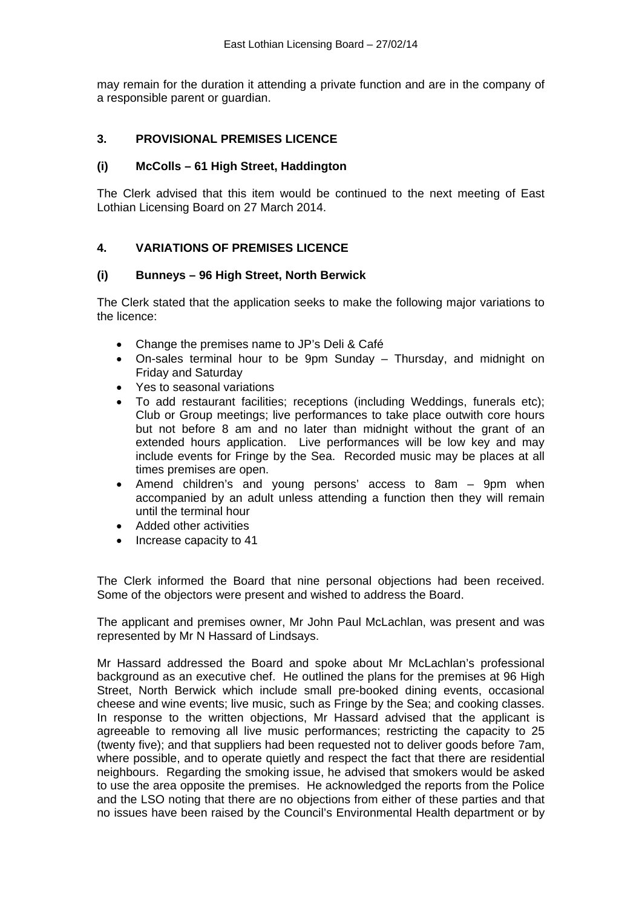may remain for the duration it attending a private function and are in the company of a responsible parent or guardian.

## 3. PROVISIONAL PREMISES LICENCE

### (i) McColls – 61 High Street, Haddington

The Clerk advised that this item would be continued to the next meeting of East Lothian Licensing Board on 27 March 2014.

## 4. VARIATIONS OF PREMISES LICENCE

### (i) Bunneys – 96 High Street, North Berwick

The Clerk stated that the application seeks to make the following major variations to the licence:

- Change the premises name to JP's Deli & Café
- On-sales terminal hour to be 9pm Sunday – Thursday, and midnight on Friday and Saturday
- Yes to seasonal variations
- To add restaurant facilities; receptions (including Weddings, funerals etc); Club or Group meetings; live performances to take place outwith core hours but not before 8 am and no later than midnight without the grant of an extended hours application. Live performances will be low key and may include events for Fringe by the Sea. Recorded music may be places at all times premises are open.
- Amend children's and young persons' access to 8am – 9pm when accompanied by an adult unless attending a function then they will remain until the terminal hour
- Added other activities
- Increase capacity to 41

The Clerk informed the Board that nine personal objections had been received. Some of the objectors were present and wished to address the Board.

The applicant and premises owner, Mr John Paul McLachlan, was present and was represented by Mr N Hassard of Lindsays.

Mr Hassard addressed the Board and spoke about Mr McLachlan's professional background as an executive chef. He outlined the plans for the premises at 96 High Street, North Berwick which include small pre-booked dining events, occasional cheese and wine events; live music, such as Fringe by the Sea; and cooking classes. In response to the written objections, Mr Hassard advised that the applicant is agreeable to removing all live music performances; restricting the capacity to 25 (twenty five); and that suppliers had been requested not to deliver goods before 7am, where possible, and to operate quietly and respect the fact that there are residential neighbours. Regarding the smoking issue, he advised that smokers would be asked to use the area opposite the premises. He acknowledged the reports from the Police and the LSO noting that there are no objections from either of these parties and that no issues have been raised by the Council's Environmental Health department or by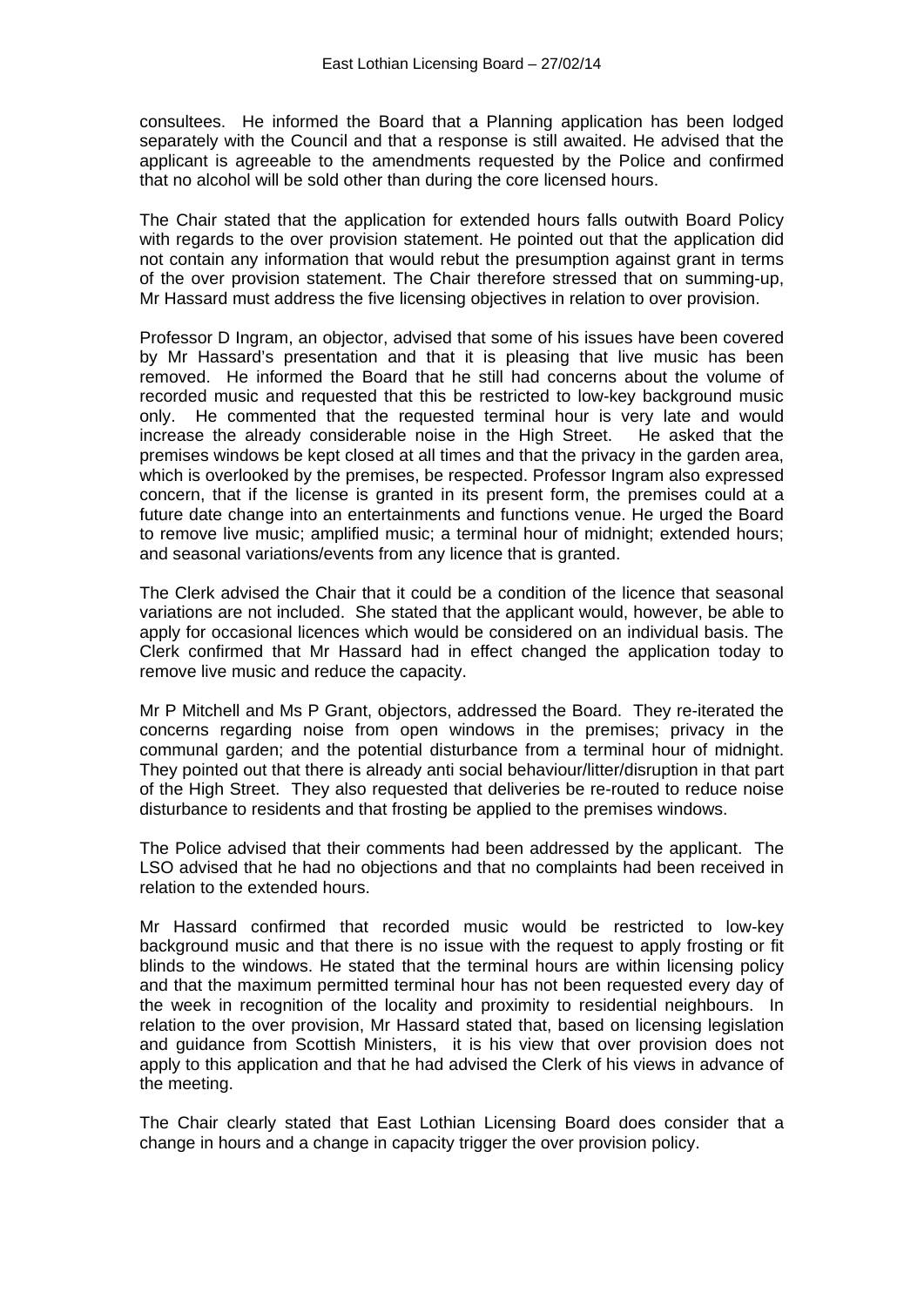consultees. He informed the Board that a Planning application has been lodged separately with the Council and that a response is still awaited. He advised that the applicant is agreeable to the amendments requested by the Police and confirmed that no alcohol will be sold other than during the core licensed hours.

The Chair stated that the application for extended hours falls outwith Board Policy with regards to the over provision statement. He pointed out that the application did not contain any information that would rebut the presumption against grant in terms of the over provision statement. The Chair therefore stressed that on summing-up, Mr Hassard must address the five licensing objectives in relation to over provision.

Professor D Ingram, an objector, advised that some of his issues have been covered by Mr Hassard's presentation and that it is pleasing that live music has been removed. He informed the Board that he still had concerns about the volume of recorded music and requested that this be restricted to low-key background music only. He commented that the requested terminal hour is very late and would increase the already considerable noise in the High Street. He asked that the premises windows be kept closed at all times and that the privacy in the garden area, which is overlooked by the premises, be respected. Professor Ingram also expressed concern, that if the license is granted in its present form, the premises could at a future date change into an entertainments and functions venue. He urged the Board to remove live music; amplified music; a terminal hour of midnight; extended hours; and seasonal variations/events from any licence that is granted.

The Clerk advised the Chair that it could be a condition of the licence that seasonal variations are not included. She stated that the applicant would, however, be able to apply for occasional licences which would be considered on an individual basis. The Clerk confirmed that Mr Hassard had in effect changed the application today to remove live music and reduce the capacity.

Mr P Mitchell and Ms P Grant, objectors, addressed the Board. They re-iterated the concerns regarding noise from open windows in the premises; privacy in the communal garden; and the potential disturbance from a terminal hour of midnight. They pointed out that there is already anti social behaviour/litter/disruption in that part of the High Street. They also requested that deliveries be re-routed to reduce noise disturbance to residents and that frosting be applied to the premises windows.

The Police advised that their comments had been addressed by the applicant. The LSO advised that he had no objections and that no complaints had been received in relation to the extended hours.

Mr Hassard confirmed that recorded music would be restricted to low-key background music and that there is no issue with the request to apply frosting or fit blinds to the windows. He stated that the terminal hours are within licensing policy and that the maximum permitted terminal hour has not been requested every day of the week in recognition of the locality and proximity to residential neighbours. In relation to the over provision, Mr Hassard stated that, based on licensing legislation and guidance from Scottish Ministers, it is his view that over provision does not apply to this application and that he had advised the Clerk of his views in advance of the meeting.

The Chair clearly stated that East Lothian Licensing Board does consider that a change in hours and a change in capacity trigger the over provision policy.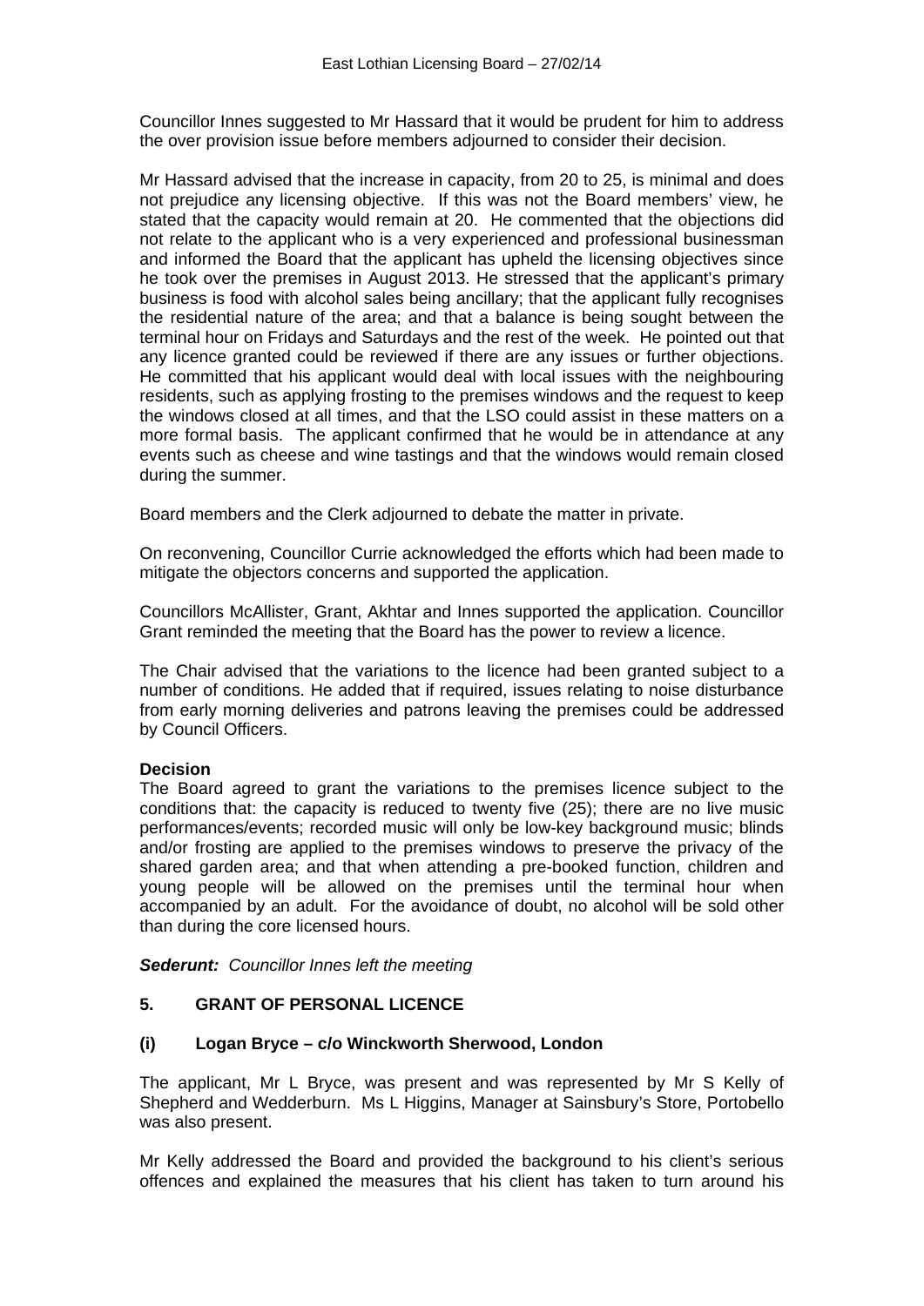Councillor Innes suggested to Mr Hassard that it would be prudent for him to address the over provision issue before members adjourned to consider their decision.

Mr Hassard advised that the increase in capacity, from 20 to 25, is minimal and does not prejudice any licensing objective. If this was not the Board members' view, he stated that the capacity would remain at 20. He commented that the objections did not relate to the applicant who is a very experienced and professional businessman and informed the Board that the applicant has upheld the licensing objectives since he took over the premises in August 2013. He stressed that the applicant's primary business is food with alcohol sales being ancillary; that the applicant fully recognises the residential nature of the area; and that a balance is being sought between the terminal hour on Fridays and Saturdays and the rest of the week. He pointed out that any licence granted could be reviewed if there are any issues or further objections. He committed that his applicant would deal with local issues with the neighbouring residents, such as applying frosting to the premises windows and the request to keep the windows closed at all times, and that the LSO could assist in these matters on a more formal basis. The applicant confirmed that he would be in attendance at any events such as cheese and wine tastings and that the windows would remain closed during the summer.

Board members and the Clerk adjourned to debate the matter in private.

On reconvening, Councillor Currie acknowledged the efforts which had been made to mitigate the objectors concerns and supported the application.

Councillors McAllister, Grant, Akhtar and Innes supported the application. Councillor Grant reminded the meeting that the Board has the power to review a licence.

The Chair advised that the variations to the licence had been granted subject to a number of conditions. He added that if required, issues relating to noise disturbance from early morning deliveries and patrons leaving the premises could be addressed by Council Officers.

**Decision**
The Board agreed to grant the variations to the premises licence subject to the conditions that: the capacity is reduced to twenty five (25); there are no live music performances/events; recorded music will only be low-key background music; blinds and/or frosting are applied to the premises windows to preserve the privacy of the shared garden area; and that when attending a pre-booked function, children and young people will be allowed on the premises until the terminal hour when accompanied by an adult. For the avoidance of doubt, no alcohol will be sold other than during the core licensed hours.

***Sederunt:** Councillor Innes left the meeting*

### 5. GRANT OF PERSONAL LICENCE

### (i) Logan Bryce – c/o Winckworth Sherwood, London

The applicant, Mr L Bryce, was present and was represented by Mr S Kelly of Shepherd and Wedderburn. Ms L Higgins, Manager at Sainsbury's Store, Portobello was also present.

Mr Kelly addressed the Board and provided the background to his client's serious offences and explained the measures that his client has taken to turn around his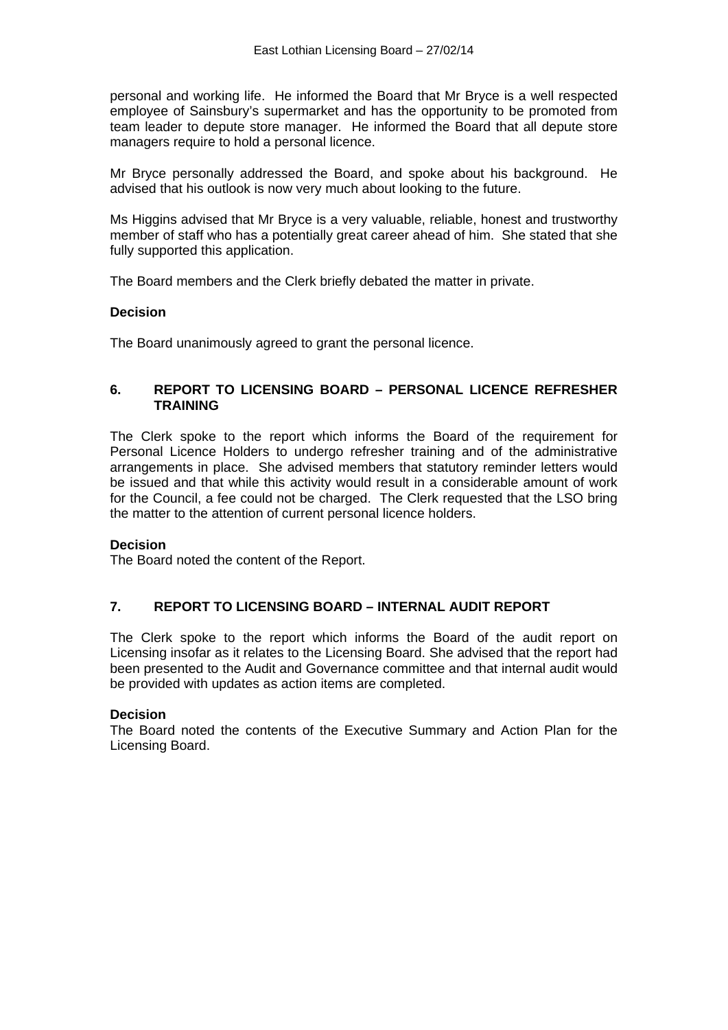personal and working life. He informed the Board that Mr Bryce is a well respected employee of Sainsbury's supermarket and has the opportunity to be promoted from team leader to depute store manager. He informed the Board that all depute store managers require to hold a personal licence.

Mr Bryce personally addressed the Board, and spoke about his background. He advised that his outlook is now very much about looking to the future.

Ms Higgins advised that Mr Bryce is a very valuable, reliable, honest and trustworthy member of staff who has a potentially great career ahead of him. She stated that she fully supported this application.

The Board members and the Clerk briefly debated the matter in private.

**Decision**

The Board unanimously agreed to grant the personal licence.

## 6. REPORT TO LICENSING BOARD – PERSONAL LICENCE REFRESHER TRAINING

The Clerk spoke to the report which informs the Board of the requirement for Personal Licence Holders to undergo refresher training and of the administrative arrangements in place. She advised members that statutory reminder letters would be issued and that while this activity would result in a considerable amount of work for the Council, a fee could not be charged. The Clerk requested that the LSO bring the matter to the attention of current personal licence holders.

**Decision**

The Board noted the content of the Report.

## 7. REPORT TO LICENSING BOARD – INTERNAL AUDIT REPORT

The Clerk spoke to the report which informs the Board of the audit report on Licensing insofar as it relates to the Licensing Board. She advised that the report had been presented to the Audit and Governance committee and that internal audit would be provided with updates as action items are completed.

**Decision**

The Board noted the contents of the Executive Summary and Action Plan for the Licensing Board.